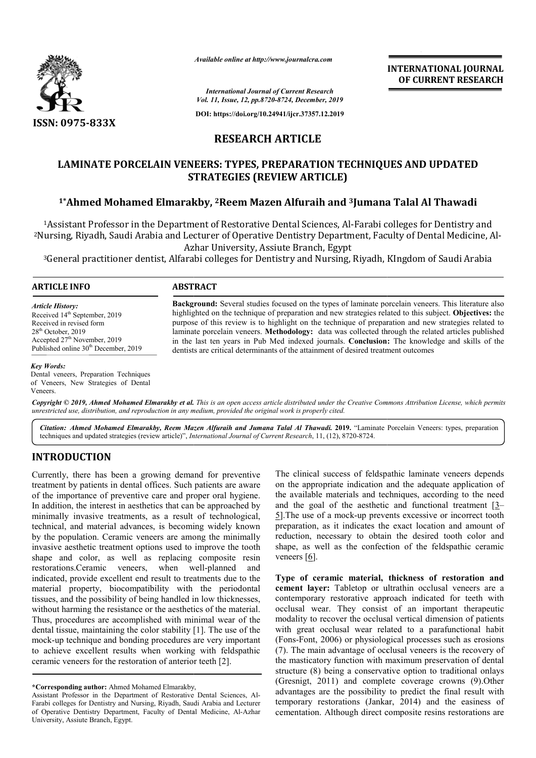*Available online at http://www.journalcra.com*

*International Journal of Current Research*
*Vol. 11, Issue, 12, pp.8720-8724, December, 2019*

**DOI: https://doi.org/10.24941/ijcr.37357.12.2019**

**INTERNATIONAL JOURNAL OF CURRENT RESEARCH**

**ISSN: 0975-833X**

# RESEARCH ARTICLE

# LAMINATE PORCELAIN VENEERS: TYPES, PREPARATION TECHNIQUES AND UPDATED STRATEGIES (REVIEW ARTICLE)

## [1*]Ahmed Mohamed Elmarakby, [2]Reem Mazen Alfuraih and [3]Jumana Talal Al Thawadi

[1]Assistant Professor in the Department of Restorative Dental Sciences, Al-Farabi colleges for Dentistry and [2]Nursing, Riyadh, Saudi Arabia and Lecturer of Operative Dentistry Department, Faculty of Dental Medicine, Al-Azhar University, Assiute Branch, Egypt

[3]General practitioner dentist, Alfarabi colleges for Dentistry and Nursing, Riyadh, KIngdom of Saudi Arabia

**ARTICLE INFO**

*Article History:*
Received 14th September, 2019
Received in revised form
28th October, 2019
Accepted 27th November, 2019
Published online 30th December, 2019

*Key Words:*
Dental veneers, Preparation Techniques of Veneers, New Strategies of Dental Veneers.

**ABSTRACT**

**Background:** Several studies focused on the types of laminate porcelain veneers. This literature also highlighted on the technique of preparation and new strategies related to this subject. **Objectives:** the purpose of this review is to highlight on the technique of preparation and new strategies related to laminate porcelain veneers. **Methodology:** data was collected through the related articles published in the last ten years in Pub Med indexed journals. **Conclusion:** The knowledge and skills of the dentists are critical determinants of the attainment of desired treatment outcomes

*Copyright © 2019, Ahmed Mohamed Elmarakby et al. This is an open access article distributed under the Creative Commons Attribution License, which permits unrestricted use, distribution, and reproduction in any medium, provided the original work is properly cited.*

*Citation: Ahmed Mohamed Elmarakby, Reem Mazen Alfuraih and Jumana Talal Al Thawadi.* **2019.** "Laminate Porcelain Veneers: types, preparation techniques and updated strategies (review article)", *International Journal of Current Research*, 11, (12), 8720-8724.

# INTRODUCTION

Currently, there has been a growing demand for preventive treatment by patients in dental offices. Such patients are aware of the importance of preventive care and proper oral hygiene. In addition, the interest in aesthetics that can be approached by minimally invasive treatments, as a result of technological, technical, and material advances, is becoming widely known by the population. Ceramic veneers are among the minimally invasive aesthetic treatment options used to improve the tooth shape and color, as well as replacing composite resin restorations.Ceramic veneers, when well-planned and indicated, provide excellent end result to treatments due to the material property, biocompatibility with the periodontal tissues, and the possibility of being handled in low thicknesses, without harming the resistance or the aesthetics of the material. Thus, procedures are accomplished with minimal wear of the dental tissue, maintaining the color stability [1]. The use of the mock-up technique and bonding procedures are very important to achieve excellent results when working with feldspathic ceramic veneers for the restoration of anterior teeth [2].

The clinical success of feldspathic laminate veneers depends on the appropriate indication and the adequate application of the available materials and techniques, according to the need and the goal of the aesthetic and functional treatment [3–5].The use of a mock-up prevents excessive or incorrect tooth preparation, as it indicates the exact location and amount of reduction, necessary to obtain the desired tooth color and shape, as well as the confection of the feldspathic ceramic veneers [6].

**Type of ceramic material, thickness of restoration and cement layer:** Tabletop or ultrathin occlusal veneers are a contemporary restorative approach indicated for teeth with occlusal wear. They consist of an important therapeutic modality to recover the occlusal vertical dimension of patients with great occlusal wear related to a parafunctional habit (Fons-Font, 2006) or physiological processes such as erosions (7). The main advantage of occlusal veneers is the recovery of the masticatory function with maximum preservation of dental structure (8) being a conservative option to traditional onlays (Gresnigt, 2011) and complete coverage crowns (9).Other advantages are the possibility to predict the final result with temporary restorations (Jankar, 2014) and the easiness of cementation. Although direct composite resins restorations are

**\*Corresponding author:** Ahmed Mohamed Elmarakby,
Assistant Professor in the Department of Restorative Dental Sciences, Al-Farabi colleges for Dentistry and Nursing, Riyadh, Saudi Arabia and Lecturer of Operative Dentistry Department, Faculty of Dental Medicine, Al-Azhar University, Assiute Branch, Egypt.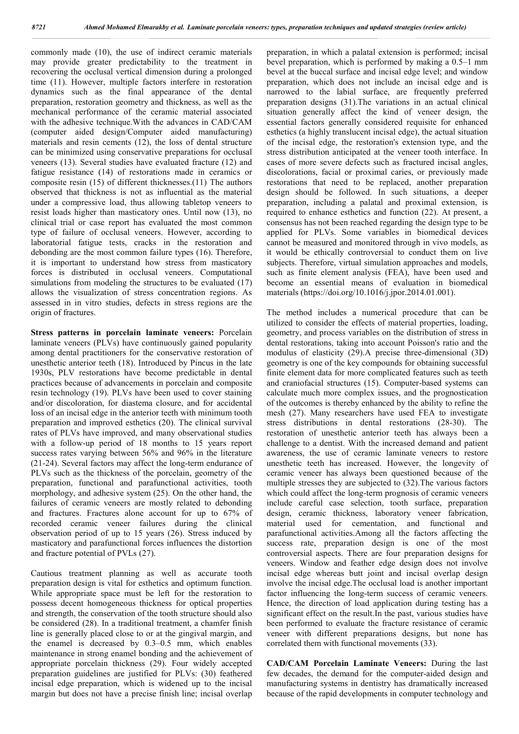commonly made (10), the use of indirect ceramic materials may provide greater predictability to the treatment in recovering the occlusal vertical dimension during a prolonged time (11). However, multiple factors interfere in restoration dynamics such as the final appearance of the dental preparation, restoration geometry and thickness, as well as the mechanical performance of the ceramic material associated with the adhesive technique.With the advances in CAD/CAM (computer aided design/Computer aided manufacturing) materials and resin cements (12), the loss of dental structure can be minimized using conservative preparations for occlusal veneers (13). Several studies have evaluated fracture (12) and fatigue resistance (14) of restorations made in ceramics or composite resin (15) of different thicknesses.(11) The authors observed that thickness is not as influential as the material under a compressive load, thus allowing tabletop veneers to resist loads higher than masticatory ones. Until now (13), no clinical trial or case report has evaluated the most common type of failure of occlusal veneers. However, according to laboratorial fatigue tests, cracks in the restoration and debonding are the most common failure types (16). Therefore, it is important to understand how stress from masticatory forces is distributed in occlusal veneers. Computational simulations from modeling the structures to be evaluated (17) allows the visualization of stress concentration regions. As assessed in in vitro studies, defects in stress regions are the origin of fractures.

**Stress patterns in porcelain laminate veneers:** Porcelain laminate veneers (PLVs) have continuously gained popularity among dental practitioners for the conservative restoration of unesthetic anterior teeth (18). Introduced by Pincus in the late 1930s, PLV restorations have become predictable in dental practices because of advancements in porcelain and composite resin technology (19). PLVs have been used to cover staining and/or discoloration, for diastema closure, and for accidental loss of an incisal edge in the anterior teeth with minimum tooth preparation and improved esthetics (20). The clinical survival rates of PLVs have improved, and many observational studies with a follow-up period of 18 months to 15 years report success rates varying between 56% and 96% in the literature (21-24). Several factors may affect the long-term endurance of PLVs such as the thickness of the porcelain, geometry of the preparation, functional and parafunctional activities, tooth morphology, and adhesive system (25). On the other hand, the failures of ceramic veneers are mostly related to debonding and fractures. Fractures alone account for up to 67% of recorded ceramic veneer failures during the clinical observation period of up to 15 years (26). Stress induced by masticatory and parafunctional forces influences the distortion and fracture potential of PVLs (27).

Cautious treatment planning as well as accurate tooth preparation design is vital for esthetics and optimum function. While appropriate space must be left for the restoration to possess decent homogeneous thickness for optical properties and strength, the conservation of the tooth structure should also be considered (28). In a traditional treatment, a chamfer finish line is generally placed close to or at the gingival margin, and the enamel is decreased by 0.3–0.5 mm, which enables maintenance in strong enamel bonding and the achievement of appropriate porcelain thickness (29). Four widely accepted preparation guidelines are justified for PLVs: (30) feathered incisal edge preparation, which is widened up to the incisal margin but does not have a precise finish line; incisal overlap preparation, in which a palatal extension is performed; incisal bevel preparation, which is performed by making a 0.5–1 mm bevel at the buccal surface and incisal edge level; and window preparation, which does not include an incisal edge and is narrowed to the labial surface, are frequently preferred preparation designs (31).The variations in an actual clinical situation generally affect the kind of veneer design, the essential factors generally considered requisite for enhanced esthetics (a highly translucent incisal edge), the actual situation of the incisal edge, the restoration's extension type, and the stress distribution anticipated at the veneer tooth interface. In cases of more severe defects such as fractured incisal angles, discolorations, facial or proximal caries, or previously made restorations that need to be replaced, another preparation design should be followed. In such situations, a deeper preparation, including a palatal and proximal extension, is required to enhance esthetics and function (22). At present, a consensus has not been reached regarding the design type to be applied for PLVs. Some variables in biomedical devices cannot be measured and monitored through in vivo models, as it would be ethically controversial to conduct them on live subjects. Therefore, virtual simulation approaches and models, such as finite element analysis (FEA), have been used and become an essential means of evaluation in biomedical materials (https://doi.org/10.1016/j.jpor.2014.01.001).

The method includes a numerical procedure that can be utilized to consider the effects of material properties, loading, geometry, and process variables on the distribution of stress in dental restorations, taking into account Poisson's ratio and the modulus of elasticity (29).A precise three-dimensional (3D) geometry is one of the key compounds for obtaining successful finite element data for more complicated features such as teeth and craniofacial structures (15). Computer-based systems can calculate much more complex issues, and the prognostication of the outcomes is thereby enhanced by the ability to refine the mesh (27). Many researchers have used FEA to investigate stress distributions in dental restorations (28-30). The restoration of unesthetic anterior teeth has always been a challenge to a dentist. With the increased demand and patient awareness, the use of ceramic laminate veneers to restore unesthetic teeth has increased. However, the longevity of ceramic veneer has always been questioned because of the multiple stresses they are subjected to (32).The various factors which could affect the long-term prognosis of ceramic veneers include careful case selection, tooth surface, preparation design, ceramic thickness, laboratory veneer fabrication, material used for cementation, and functional and parafunctional activities.Among all the factors affecting the success rate, preparation design is one of the most controversial aspects. There are four preparation designs for veneers. Window and feather edge design does not involve incisal edge whereas butt joint and incisal overlap design involve the incisal edge.The occlusal load is another important factor influencing the long-term success of ceramic veneers. Hence, the direction of load application during testing has a significant effect on the result.In the past, various studies have been performed to evaluate the fracture resistance of ceramic veneer with different preparations designs, but none has correlated them with functional movements (33).

**CAD/CAM Porcelain Laminate Veneers:** During the last few decades, the demand for the computer-aided design and manufacturing systems in dentistry has dramatically increased because of the rapid developments in computer technology and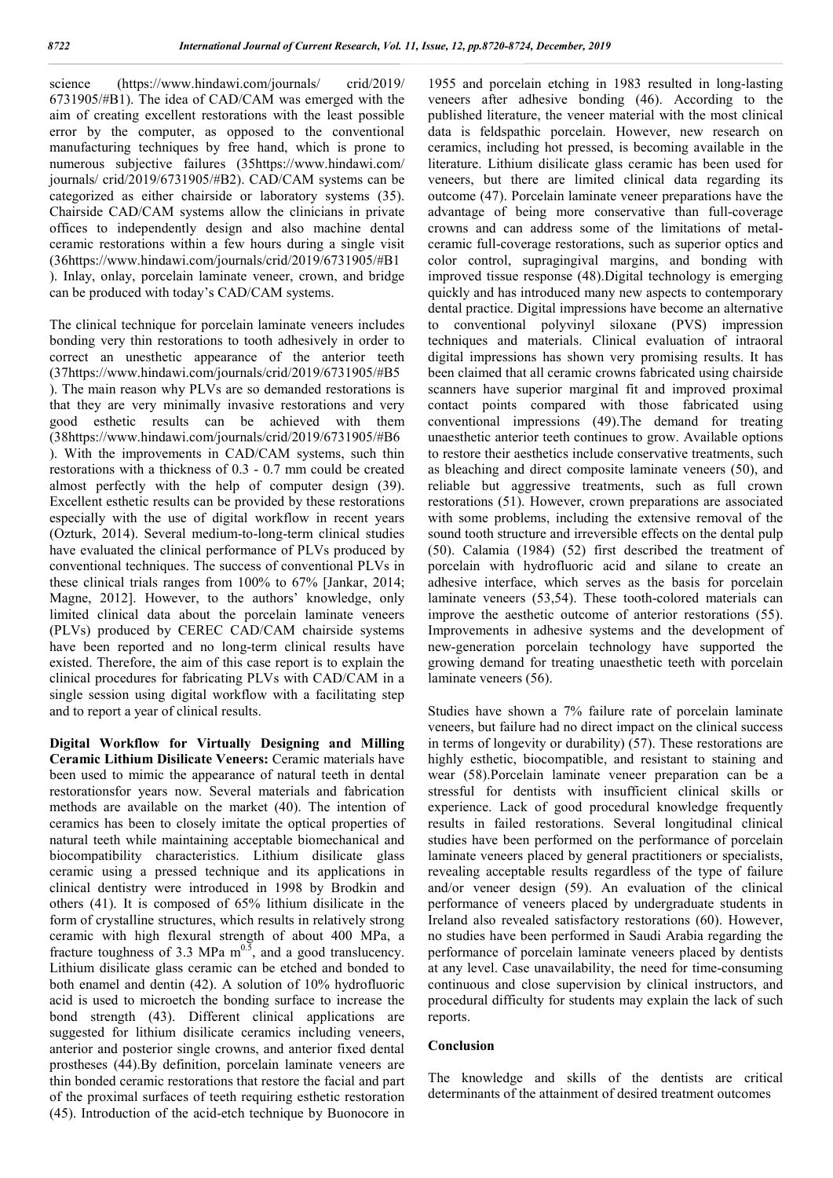science (https://www.hindawi.com/journals/ crid/2019/ 6731905/#B1). The idea of CAD/CAM was emerged with the aim of creating excellent restorations with the least possible error by the computer, as opposed to the conventional manufacturing techniques by free hand, which is prone to numerous subjective failures (35https://www.hindawi.com/ journals/ crid/2019/6731905/#B2). CAD/CAM systems can be categorized as either chairside or laboratory systems (35). Chairside CAD/CAM systems allow the clinicians in private offices to independently design and also machine dental ceramic restorations within a few hours during a single visit (36https://www.hindawi.com/journals/crid/2019/6731905/#B1 ). Inlay, onlay, porcelain laminate veneer, crown, and bridge can be produced with today's CAD/CAM systems.

The clinical technique for porcelain laminate veneers includes bonding very thin restorations to tooth adhesively in order to correct an unesthetic appearance of the anterior teeth (37https://www.hindawi.com/journals/crid/2019/6731905/#B5 ). The main reason why PLVs are so demanded restorations is that they are very minimally invasive restorations and very good esthetic results can be achieved with them (38https://www.hindawi.com/journals/crid/2019/6731905/#B6 ). With the improvements in CAD/CAM systems, such thin restorations with a thickness of 0.3 - 0.7 mm could be created almost perfectly with the help of computer design (39). Excellent esthetic results can be provided by these restorations especially with the use of digital workflow in recent years (Ozturk, 2014). Several medium-to-long-term clinical studies have evaluated the clinical performance of PLVs produced by conventional techniques. The success of conventional PLVs in these clinical trials ranges from 100% to 67% [Jankar, 2014; Magne, 2012]. However, to the authors' knowledge, only limited clinical data about the porcelain laminate veneers (PLVs) produced by CEREC CAD/CAM chairside systems have been reported and no long-term clinical results have existed. Therefore, the aim of this case report is to explain the clinical procedures for fabricating PLVs with CAD/CAM in a single session using digital workflow with a facilitating step and to report a year of clinical results.

**Digital Workflow for Virtually Designing and Milling Ceramic Lithium Disilicate Veneers:** Ceramic materials have been used to mimic the appearance of natural teeth in dental restorationsfor years now. Several materials and fabrication methods are available on the market (40). The intention of ceramics has been to closely imitate the optical properties of natural teeth while maintaining acceptable biomechanical and biocompatibility characteristics. Lithium disilicate glass ceramic using a pressed technique and its applications in clinical dentistry were introduced in 1998 by Brodkin and others (41). It is composed of 65% lithium disilicate in the form of crystalline structures, which results in relatively strong ceramic with high flexural strength of about 400 MPa, a fracture toughness of 3.3 MPa $m^{0.5}$, and a good translucency. Lithium disilicate glass ceramic can be etched and bonded to both enamel and dentin (42). A solution of 10% hydrofluoric acid is used to microetch the bonding surface to increase the bond strength (43). Different clinical applications are suggested for lithium disilicate ceramics including veneers, anterior and posterior single crowns, and anterior fixed dental prostheses (44).By definition, porcelain laminate veneers are thin bonded ceramic restorations that restore the facial and part of the proximal surfaces of teeth requiring esthetic restoration (45). Introduction of the acid-etch technique by Buonocore in 1955 and porcelain etching in 1983 resulted in long-lasting veneers after adhesive bonding (46). According to the published literature, the veneer material with the most clinical data is feldspathic porcelain. However, new research on ceramics, including hot pressed, is becoming available in the literature. Lithium disilicate glass ceramic has been used for veneers, but there are limited clinical data regarding its outcome (47). Porcelain laminate veneer preparations have the advantage of being more conservative than full-coverage crowns and can address some of the limitations of metal-ceramic full-coverage restorations, such as superior optics and color control, supragingival margins, and bonding with improved tissue response (48).Digital technology is emerging quickly and has introduced many new aspects to contemporary dental practice. Digital impressions have become an alternative to conventional polyvinyl siloxane (PVS) impression techniques and materials. Clinical evaluation of intraoral digital impressions has shown very promising results. It has been claimed that all ceramic crowns fabricated using chairside scanners have superior marginal fit and improved proximal contact points compared with those fabricated using conventional impressions (49).The demand for treating unaesthetic anterior teeth continues to grow. Available options to restore their aesthetics include conservative treatments, such as bleaching and direct composite laminate veneers (50), and reliable but aggressive treatments, such as full crown restorations (51). However, crown preparations are associated with some problems, including the extensive removal of the sound tooth structure and irreversible effects on the dental pulp (50). Calamia (1984) (52) first described the treatment of porcelain with hydrofluoric acid and silane to create an adhesive interface, which serves as the basis for porcelain laminate veneers (53,54). These tooth-colored materials can improve the aesthetic outcome of anterior restorations (55). Improvements in adhesive systems and the development of new-generation porcelain technology have supported the growing demand for treating unaesthetic teeth with porcelain laminate veneers (56).

Studies have shown a 7% failure rate of porcelain laminate veneers, but failure had no direct impact on the clinical success in terms of longevity or durability) (57). These restorations are highly esthetic, biocompatible, and resistant to staining and wear (58).Porcelain laminate veneer preparation can be a stressful for dentists with insufficient clinical skills or experience. Lack of good procedural knowledge frequently results in failed restorations. Several longitudinal clinical studies have been performed on the performance of porcelain laminate veneers placed by general practitioners or specialists, revealing acceptable results regardless of the type of failure and/or veneer design (59). An evaluation of the clinical performance of veneers placed by undergraduate students in Ireland also revealed satisfactory restorations (60). However, no studies have been performed in Saudi Arabia regarding the performance of porcelain laminate veneers placed by dentists at any level. Case unavailability, the need for time-consuming continuous and close supervision by clinical instructors, and procedural difficulty for students may explain the lack of such reports.

## Conclusion

The knowledge and skills of the dentists are critical determinants of the attainment of desired treatment outcomes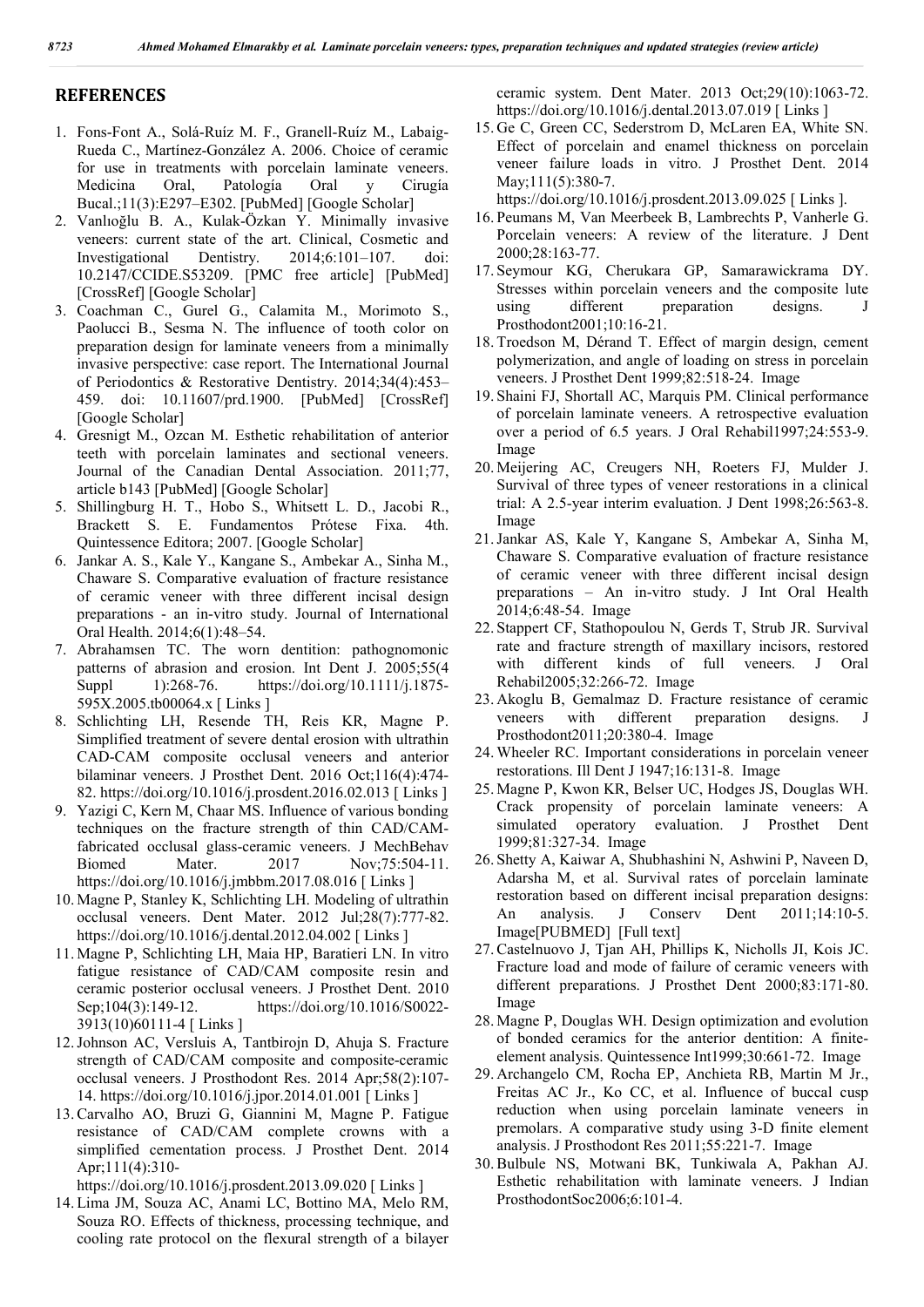## REFERENCES

1. Fons-Font A., Solá-Ruíz M. F., Granell-Ruíz M., Labaig-Rueda C., Martínez-González A. 2006. Choice of ceramic for use in treatments with porcelain laminate veneers. Medicina Oral, Patología Oral y Cirugía Bucal.;11(3):E297–E302. [PubMed] [Google Scholar]
2. Vanlıoğlu B. A., Kulak-Özkan Y. Minimally invasive veneers: current state of the art. Clinical, Cosmetic and Investigational Dentistry. 2014;6:101–107. doi: 10.2147/CCIDE.S53209. [PMC free article] [PubMed] [CrossRef] [Google Scholar]
3. Coachman C., Gurel G., Calamita M., Morimoto S., Paolucci B., Sesma N. The influence of tooth color on preparation design for laminate veneers from a minimally invasive perspective: case report. The International Journal of Periodontics & Restorative Dentistry. 2014;34(4):453–459. doi: 10.11607/prd.1900. [PubMed] [CrossRef] [Google Scholar]
4. Gresnigt M., Ozcan M. Esthetic rehabilitation of anterior teeth with porcelain laminates and sectional veneers. Journal of the Canadian Dental Association. 2011;77, article b143 [PubMed] [Google Scholar]
5. Shillingburg H. T., Hobo S., Whitsett L. D., Jacobi R., Brackett S. E. Fundamentos Prótese Fixa. 4th. Quintessence Editora; 2007. [Google Scholar]
6. Jankar A. S., Kale Y., Kangane S., Ambekar A., Sinha M., Chaware S. Comparative evaluation of fracture resistance of ceramic veneer with three different incisal design preparations - an in-vitro study. Journal of International Oral Health. 2014;6(1):48–54.
7. Abrahamsen TC. The worn dentition: pathognomonic patterns of abrasion and erosion. Int Dent J. 2005;55(4 Suppl 1):268-76. https://doi.org/10.1111/j.1875-595X.2005.tb00064.x [ Links ]
8. Schlichting LH, Resende TH, Reis KR, Magne P. Simplified treatment of severe dental erosion with ultrathin CAD-CAM composite occlusal veneers and anterior bilaminar veneers. J Prosthet Dent. 2016 Oct;116(4):474-82. https://doi.org/10.1016/j.prosdent.2016.02.013 [ Links ]
9. Yazigi C, Kern M, Chaar MS. Influence of various bonding techniques on the fracture strength of thin CAD/CAM-fabricated occlusal glass-ceramic veneers. J MechBehav Biomed Mater. 2017 Nov;75:504-11. https://doi.org/10.1016/j.jmbbm.2017.08.016 [ Links ]
10. Magne P, Stanley K, Schlichting LH. Modeling of ultrathin occlusal veneers. Dent Mater. 2012 Jul;28(7):777-82. https://doi.org/10.1016/j.dental.2012.04.002 [ Links ]
11. Magne P, Schlichting LH, Maia HP, Baratieri LN. In vitro fatigue resistance of CAD/CAM composite resin and ceramic posterior occlusal veneers. J Prosthet Dent. 2010 Sep;104(3):149-12. https://doi.org/10.1016/S0022-3913(10)60111-4 [ Links ]
12. Johnson AC, Versluis A, Tantbirojn D, Ahuja S. Fracture strength of CAD/CAM composite and composite-ceramic occlusal veneers. J Prosthodont Res. 2014 Apr;58(2):107-14. https://doi.org/10.1016/j.jpor.2014.01.001 [ Links ]
13. Carvalho AO, Bruzi G, Giannini M, Magne P. Fatigue resistance of CAD/CAM complete crowns with a simplified cementation process. J Prosthet Dent. 2014 Apr;111(4):310-
https://doi.org/10.1016/j.prosdent.2013.09.020 [ Links ]
14. Lima JM, Souza AC, Anami LC, Bottino MA, Melo RM, Souza RO. Effects of thickness, processing technique, and cooling rate protocol on the flexural strength of a bilayer ceramic system. Dent Mater. 2013 Oct;29(10):1063-72. https://doi.org/10.1016/j.dental.2013.07.019 [ Links ]
15. Ge C, Green CC, Sederstrom D, McLaren EA, White SN. Effect of porcelain and enamel thickness on porcelain veneer failure loads in vitro. J Prosthet Dent. 2014 May;111(5):380-7.
https://doi.org/10.1016/j.prosdent.2013.09.025 [ Links ].
16. Peumans M, Van Meerbeek B, Lambrechts P, Vanherle G. Porcelain veneers: A review of the literature. J Dent 2000;28:163-77.
17. Seymour KG, Cherukara GP, Samarawickrama DY. Stresses within porcelain veneers and the composite lute using different preparation designs. J Prosthodont2001;10:16-21.
18. Troedson M, Dérand T. Effect of margin design, cement polymerization, and angle of loading on stress in porcelain veneers. J Prosthet Dent 1999;82:518-24. Image
19. Shaini FJ, Shortall AC, Marquis PM. Clinical performance of porcelain laminate veneers. A retrospective evaluation over a period of 6.5 years. J Oral Rehabil1997;24:553-9. Image
20. Meijering AC, Creugers NH, Roeters FJ, Mulder J. Survival of three types of veneer restorations in a clinical trial: A 2.5-year interim evaluation. J Dent 1998;26:563-8. Image
21. Jankar AS, Kale Y, Kangane S, Ambekar A, Sinha M, Chaware S. Comparative evaluation of fracture resistance of ceramic veneer with three different incisal design preparations – An in-vitro study. J Int Oral Health 2014;6:48-54. Image
22. Stappert CF, Stathopoulou N, Gerds T, Strub JR. Survival rate and fracture strength of maxillary incisors, restored with different kinds of full veneers. J Oral Rehabil2005;32:266-72. Image
23. Akoglu B, Gemalmaz D. Fracture resistance of ceramic veneers with different preparation designs. J Prosthodont2011;20:380-4. Image
24. Wheeler RC. Important considerations in porcelain veneer restorations. Ill Dent J 1947;16:131-8. Image
25. Magne P, Kwon KR, Belser UC, Hodges JS, Douglas WH. Crack propensity of porcelain laminate veneers: A simulated operatory evaluation. J Prosthet Dent 1999;81:327-34. Image
26. Shetty A, Kaiwar A, Shubhashini N, Ashwini P, Naveen D, Adarsha M, et al. Survival rates of porcelain laminate restoration based on different incisal preparation designs: An analysis. J Conserv Dent 2011;14:10-5. Image[PUBMED] [Full text]
27. Castelnuovo J, Tjan AH, Phillips K, Nicholls JI, Kois JC. Fracture load and mode of failure of ceramic veneers with different preparations. J Prosthet Dent 2000;83:171-80. Image
28. Magne P, Douglas WH. Design optimization and evolution of bonded ceramics for the anterior dentition: A finite-element analysis. Quintessence Int1999;30:661-72. Image
29. Archangelo CM, Rocha EP, Anchieta RB, Martin M Jr., Freitas AC Jr., Ko CC, et al. Influence of buccal cusp reduction when using porcelain laminate veneers in premolars. A comparative study using 3-D finite element analysis. J Prosthodont Res 2011;55:221-7. Image
30. Bulbule NS, Motwani BK, Tunkiwala A, Pakhan AJ. Esthetic rehabilitation with laminate veneers. J Indian ProsthodontSoc2006;6:101-4.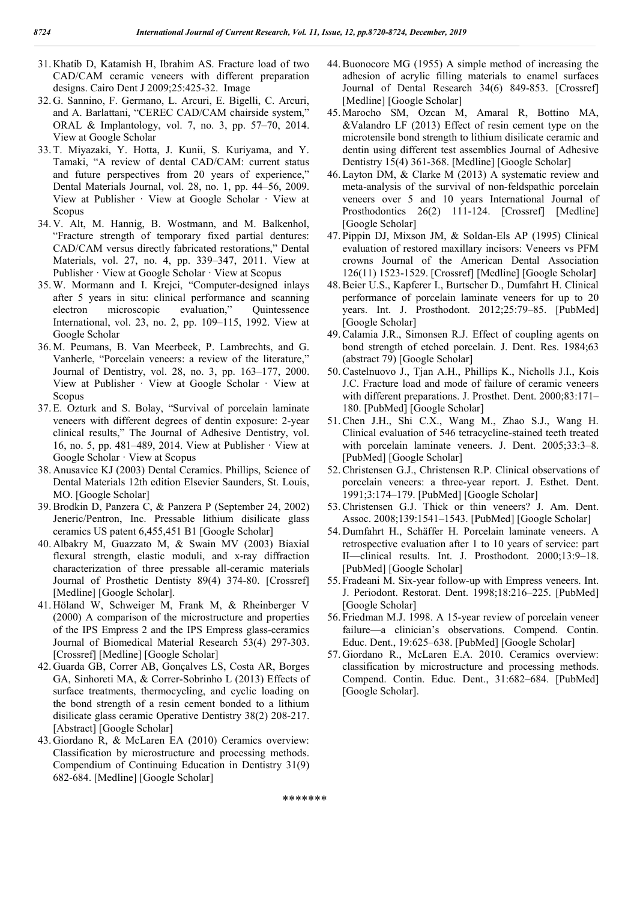31. Khatib D, Katamish H, Ibrahim AS. Fracture load of two CAD/CAM ceramic veneers with different preparation designs. Cairo Dent J 2009;25:425-32. Image
32. G. Sannino, F. Germano, L. Arcuri, E. Bigelli, C. Arcuri, and A. Barlattani, "CEREC CAD/CAM chairside system," ORAL & Implantology, vol. 7, no. 3, pp. 57–70, 2014. View at Google Scholar
33. T. Miyazaki, Y. Hotta, J. Kunii, S. Kuriyama, and Y. Tamaki, "A review of dental CAD/CAM: current status and future perspectives from 20 years of experience," Dental Materials Journal, vol. 28, no. 1, pp. 44–56, 2009. View at Publisher · View at Google Scholar · View at Scopus
34. V. Alt, M. Hannig, B. Wostmann, and M. Balkenhol, "Fracture strength of temporary fixed partial dentures: CAD/CAM versus directly fabricated restorations," Dental Materials, vol. 27, no. 4, pp. 339–347, 2011. View at Publisher · View at Google Scholar · View at Scopus
35. W. Mormann and I. Krejci, "Computer-designed inlays after 5 years in situ: clinical performance and scanning electron microscopic evaluation," Quintessence International, vol. 23, no. 2, pp. 109–115, 1992. View at Google Scholar
36. M. Peumans, B. Van Meerbeek, P. Lambrechts, and G. Vanherle, "Porcelain veneers: a review of the literature," Journal of Dentistry, vol. 28, no. 3, pp. 163–177, 2000. View at Publisher · View at Google Scholar · View at Scopus
37. E. Ozturk and S. Bolay, "Survival of porcelain laminate veneers with different degrees of dentin exposure: 2-year clinical results," The Journal of Adhesive Dentistry, vol. 16, no. 5, pp. 481–489, 2014. View at Publisher · View at Google Scholar · View at Scopus
38. Anusavice KJ (2003) Dental Ceramics. Phillips, Science of Dental Materials 12th edition Elsevier Saunders, St. Louis, MO. [Google Scholar]
39. Brodkin D, Panzera C, & Panzera P (September 24, 2002) Jeneric/Pentron, Inc. Pressable lithium disilicate glass ceramics US patent 6,455,451 B1 [Google Scholar]
40. Albakry M, Guazzato M, & Swain MV (2003) Biaxial flexural strength, elastic moduli, and x-ray diffraction characterization of three pressable all-ceramic materials Journal of Prosthetic Dentisty 89(4) 374-80. [Crossref] [Medline] [Google Scholar].
41. Höland W, Schweiger M, Frank M, & Rheinberger V (2000) A comparison of the microstructure and properties of the IPS Empress 2 and the IPS Empress glass-ceramics Journal of Biomedical Material Research 53(4) 297-303. [Crossref] [Medline] [Google Scholar]
42. Guarda GB, Correr AB, Gonçalves LS, Costa AR, Borges GA, Sinhoreti MA, & Correr-Sobrinho L (2013) Effects of surface treatments, thermocycling, and cyclic loading on the bond strength of a resin cement bonded to a lithium disilicate glass ceramic Operative Dentistry 38(2) 208-217. [Abstract] [Google Scholar]
43. Giordano R, & McLaren EA (2010) Ceramics overview: Classification by microstructure and processing methods. Compendium of Continuing Education in Dentistry 31(9) 682-684. [Medline] [Google Scholar]
44. Buonocore MG (1955) A simple method of increasing the adhesion of acrylic filling materials to enamel surfaces Journal of Dental Research 34(6) 849-853. [Crossref] [Medline] [Google Scholar]
45. Marocho SM, Ozcan M, Amaral R, Bottino MA, &Valandro LF (2013) Effect of resin cement type on the microtensile bond strength to lithium disilicate ceramic and dentin using different test assemblies Journal of Adhesive Dentistry 15(4) 361-368. [Medline] [Google Scholar]
46. Layton DM, & Clarke M (2013) A systematic review and meta-analysis of the survival of non-feldspathic porcelain veneers over 5 and 10 years International Journal of Prosthodontics 26(2) 111-124. [Crossref] [Medline] [Google Scholar]
47. Pippin DJ, Mixson JM, & Soldan-Els AP (1995) Clinical evaluation of restored maxillary incisors: Veneers vs PFM crowns Journal of the American Dental Association 126(11) 1523-1529. [Crossref] [Medline] [Google Scholar]
48. Beier U.S., Kapferer I., Burtscher D., Dumfahrt H. Clinical performance of porcelain laminate veneers for up to 20 years. Int. J. Prosthodont. 2012;25:79–85. [PubMed] [Google Scholar]
49. Calamia J.R., Simonsen R.J. Effect of coupling agents on bond strength of etched porcelain. J. Dent. Res. 1984;63 (abstract 79) [Google Scholar]
50. Castelnuovo J., Tjan A.H., Phillips K., Nicholls J.I., Kois J.C. Fracture load and mode of failure of ceramic veneers with different preparations. J. Prosthet. Dent. 2000;83:171–180. [PubMed] [Google Scholar]
51. Chen J.H., Shi C.X., Wang M., Zhao S.J., Wang H. Clinical evaluation of 546 tetracycline-stained teeth treated with porcelain laminate veneers. J. Dent. 2005;33:3–8. [PubMed] [Google Scholar]
52. Christensen G.J., Christensen R.P. Clinical observations of porcelain veneers: a three-year report. J. Esthet. Dent. 1991;3:174–179. [PubMed] [Google Scholar]
53. Christensen G.J. Thick or thin veneers? J. Am. Dent. Assoc. 2008;139:1541–1543. [PubMed] [Google Scholar]
54. Dumfahrt H., Schäffer H. Porcelain laminate veneers. A retrospective evaluation after 1 to 10 years of service: part II—clinical results. Int. J. Prosthodont. 2000;13:9–18. [PubMed] [Google Scholar]
55. Fradeani M. Six-year follow-up with Empress veneers. Int. J. Periodont. Restorat. Dent. 1998;18:216–225. [PubMed] [Google Scholar]
56. Friedman M.J. 1998. A 15-year review of porcelain veneer failure—a clinician's observations. Compend. Contin. Educ. Dent., 19:625–638. [PubMed] [Google Scholar]
57. Giordano R., McLaren E.A. 2010. Ceramics overview: classification by microstructure and processing methods. Compend. Contin. Educ. Dent., 31:682–684. [PubMed] [Google Scholar].

\*\*\*\*\*\*\*